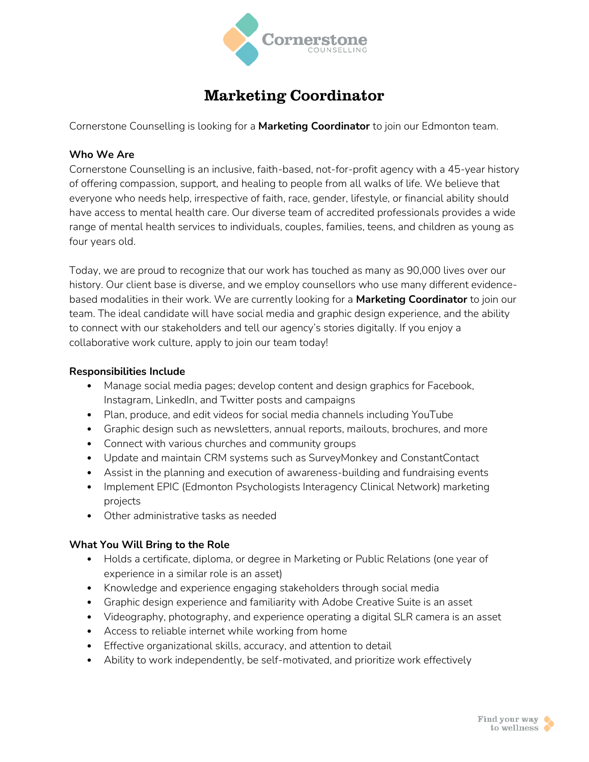Cornerstone
COUNSELLING

# Marketing Coordinator

Cornerstone Counselling is looking for a **Marketing Coordinator** to join our Edmonton team.

**Who We Are**

Cornerstone Counselling is an inclusive, faith-based, not-for-profit agency with a 45-year history of offering compassion, support, and healing to people from all walks of life. We believe that everyone who needs help, irrespective of faith, race, gender, lifestyle, or financial ability should have access to mental health care. Our diverse team of accredited professionals provides a wide range of mental health services to individuals, couples, families, teens, and children as young as four years old.

Today, we are proud to recognize that our work has touched as many as 90,000 lives over our history. Our client base is diverse, and we employ counsellors who use many different evidence-based modalities in their work. We are currently looking for a **Marketing Coordinator** to join our team. The ideal candidate will have social media and graphic design experience, and the ability to connect with our stakeholders and tell our agency's stories digitally. If you enjoy a collaborative work culture, apply to join our team today!

**Responsibilities Include**

- Manage social media pages; develop content and design graphics for Facebook, Instagram, LinkedIn, and Twitter posts and campaigns
- Plan, produce, and edit videos for social media channels including YouTube
- Graphic design such as newsletters, annual reports, mailouts, brochures, and more
- Connect with various churches and community groups
- Update and maintain CRM systems such as SurveyMonkey and ConstantContact
- Assist in the planning and execution of awareness-building and fundraising events
- Implement EPIC (Edmonton Psychologists Interagency Clinical Network) marketing projects
- Other administrative tasks as needed

**What You Will Bring to the Role**

- Holds a certificate, diploma, or degree in Marketing or Public Relations (one year of experience in a similar role is an asset)
- Knowledge and experience engaging stakeholders through social media
- Graphic design experience and familiarity with Adobe Creative Suite is an asset
- Videography, photography, and experience operating a digital SLR camera is an asset
- Access to reliable internet while working from home
- Effective organizational skills, accuracy, and attention to detail
- Ability to work independently, be self-motivated, and prioritize work effectively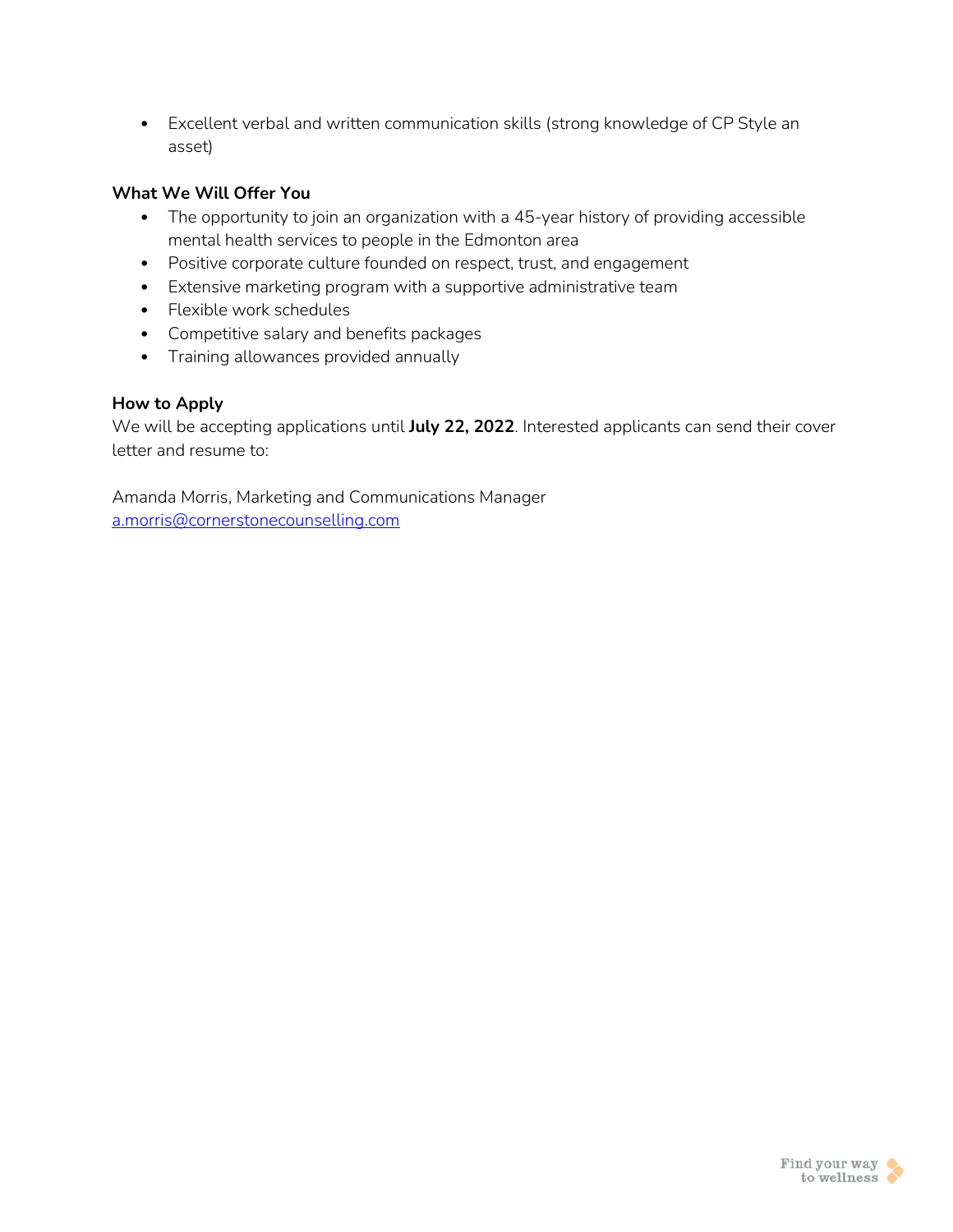- Excellent verbal and written communication skills (strong knowledge of CP Style an asset)

### What We Will Offer You

- The opportunity to join an organization with a 45-year history of providing accessible mental health services to people in the Edmonton area
- Positive corporate culture founded on respect, trust, and engagement
- Extensive marketing program with a supportive administrative team
- Flexible work schedules
- Competitive salary and benefits packages
- Training allowances provided annually

### How to Apply

We will be accepting applications until **July 22, 2022**. Interested applicants can send their cover letter and resume to:

Amanda Morris, Marketing and Communications Manager
a.morris@cornerstonecounselling.com